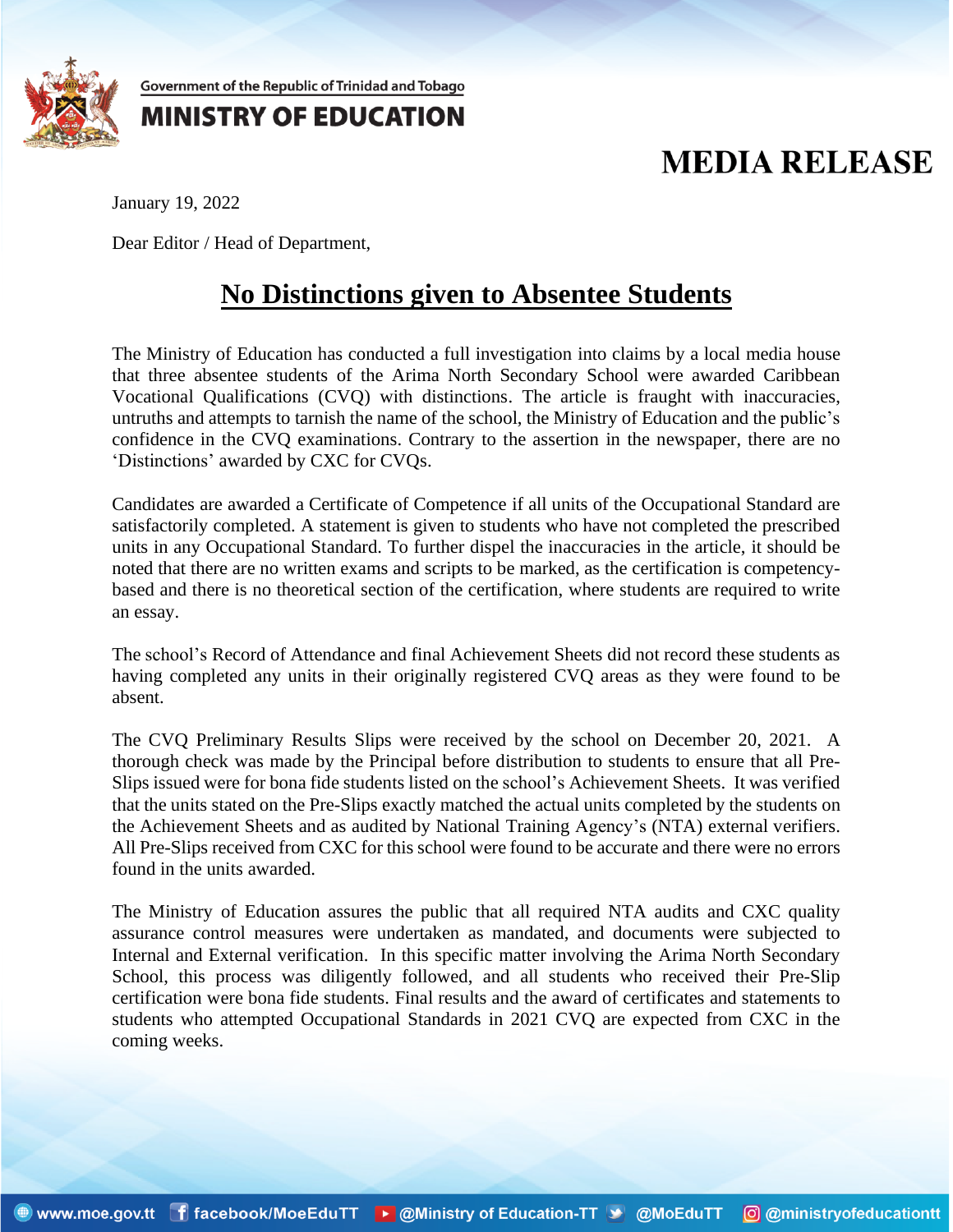Government of the Republic of Trinidad and Tobago

**MINISTRY OF EDUCATION**

# MEDIA RELEASE

January 19, 2022

Dear Editor / Head of Department,

## No Distinctions given to Absentee Students

The Ministry of Education has conducted a full investigation into claims by a local media house that three absentee students of the Arima North Secondary School were awarded Caribbean Vocational Qualifications (CVQ) with distinctions. The article is fraught with inaccuracies, untruths and attempts to tarnish the name of the school, the Ministry of Education and the public's confidence in the CVQ examinations. Contrary to the assertion in the newspaper, there are no 'Distinctions' awarded by CXC for CVQs.

Candidates are awarded a Certificate of Competence if all units of the Occupational Standard are satisfactorily completed. A statement is given to students who have not completed the prescribed units in any Occupational Standard. To further dispel the inaccuracies in the article, it should be noted that there are no written exams and scripts to be marked, as the certification is competency-based and there is no theoretical section of the certification, where students are required to write an essay.

The school's Record of Attendance and final Achievement Sheets did not record these students as having completed any units in their originally registered CVQ areas as they were found to be absent.

The CVQ Preliminary Results Slips were received by the school on December 20, 2021. A thorough check was made by the Principal before distribution to students to ensure that all Pre-Slips issued were for bona fide students listed on the school's Achievement Sheets. It was verified that the units stated on the Pre-Slips exactly matched the actual units completed by the students on the Achievement Sheets and as audited by National Training Agency's (NTA) external verifiers. All Pre-Slips received from CXC for this school were found to be accurate and there were no errors found in the units awarded.

The Ministry of Education assures the public that all required NTA audits and CXC quality assurance control measures were undertaken as mandated, and documents were subjected to Internal and External verification. In this specific matter involving the Arima North Secondary School, this process was diligently followed, and all students who received their Pre-Slip certification were bona fide students. Final results and the award of certificates and statements to students who attempted Occupational Standards in 2021 CVQ are expected from CXC in the coming weeks.

www.moe.gov.tt | facebook/MoeEduTT | @Ministry of Education-TT | @MoEduTT | @ministryofeducationtt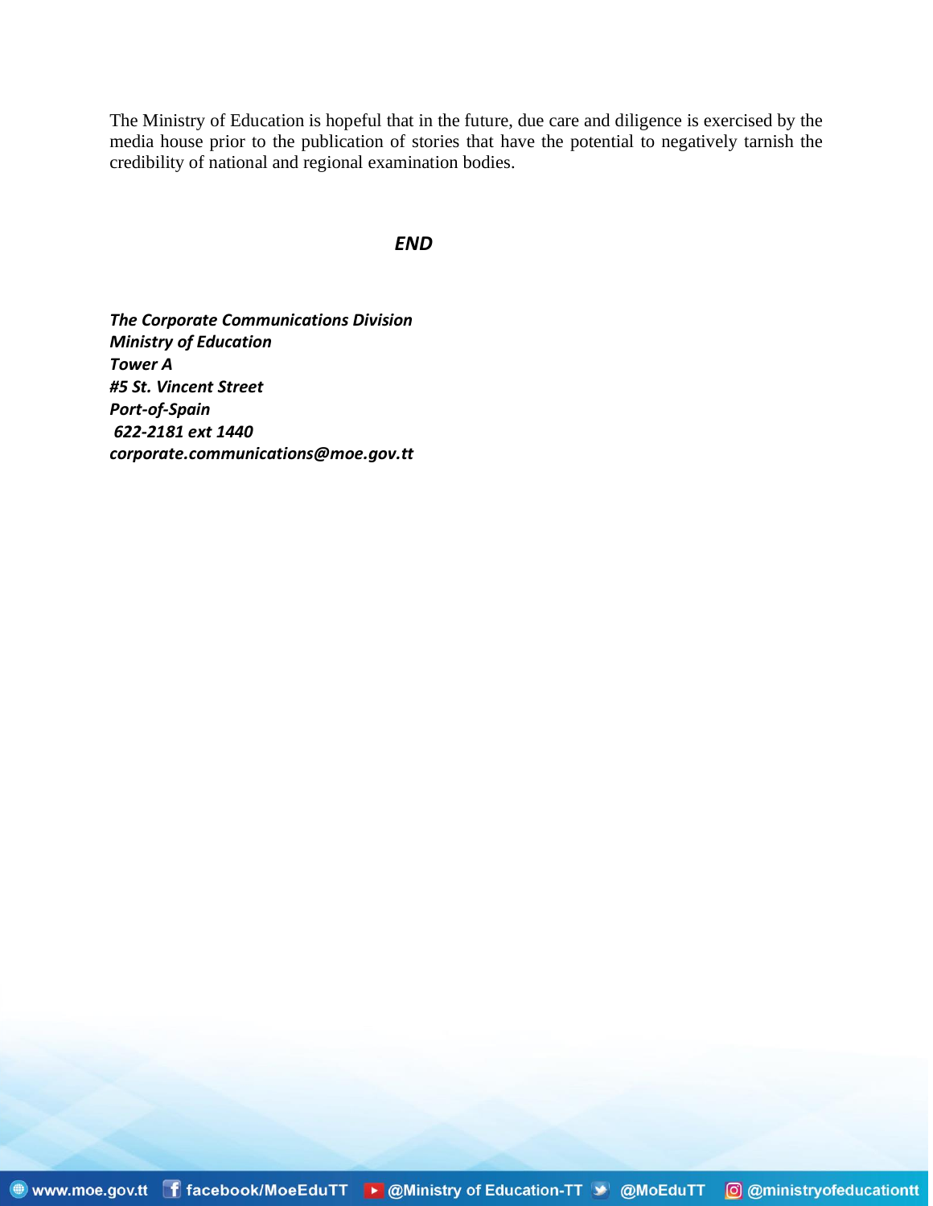The Ministry of Education is hopeful that in the future, due care and diligence is exercised by the media house prior to the publication of stories that have the potential to negatively tarnish the credibility of national and regional examination bodies.

***END***

***The Corporate Communications Division***
***Ministry of Education***
***Tower A***
***#5 St. Vincent Street***
***Port-of-Spain***
***622-2181 ext 1440***
***corporate.communications@moe.gov.tt***